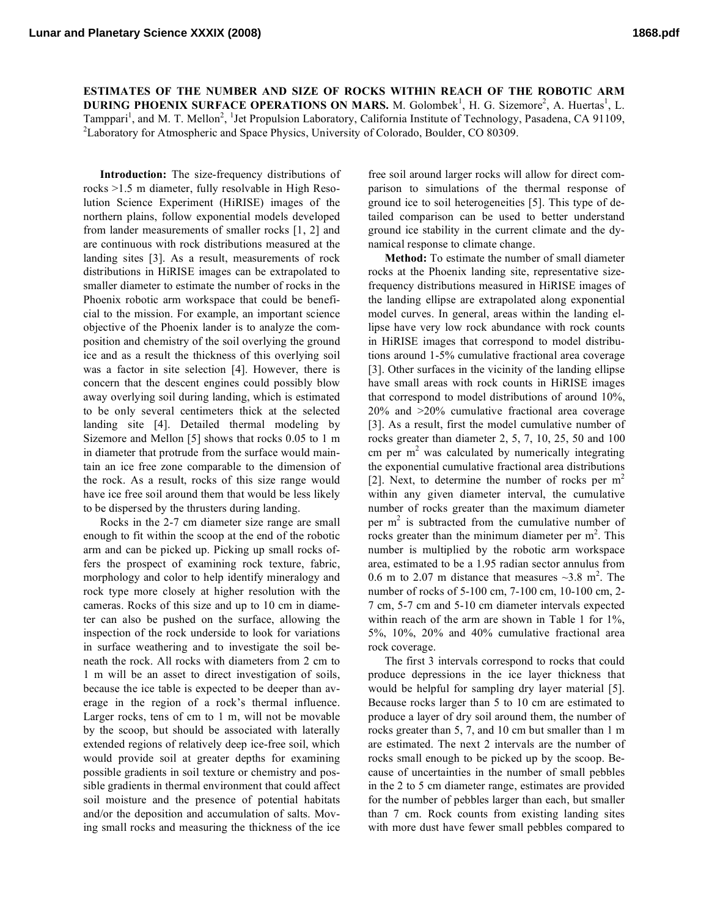**ESTIMATES OF THE NUMBER AND SIZE OF ROCKS WITHIN REACH OF THE ROBOTIC ARM DURING PHOENIX SURFACE OPERATIONS ON MARS.** M. Golombek[1], H. G. Sizemore[2], A. Huertas[1], L. Tamppari[1], and M. T. Mellon[2], [1]Jet Propulsion Laboratory, California Institute of Technology, Pasadena, CA 91109, [2]Laboratory for Atmospheric and Space Physics, University of Colorado, Boulder, CO 80309.

**Introduction:** The size-frequency distributions of rocks >1.5 m diameter, fully resolvable in High Resolution Science Experiment (HiRISE) images of the northern plains, follow exponential models developed from lander measurements of smaller rocks [1, 2] and are continuous with rock distributions measured at the landing sites [3]. As a result, measurements of rock distributions in HiRISE images can be extrapolated to smaller diameter to estimate the number of rocks in the Phoenix robotic arm workspace that could be beneficial to the mission. For example, an important science objective of the Phoenix lander is to analyze the composition and chemistry of the soil overlying the ground ice and as a result the thickness of this overlying soil was a factor in site selection [4]. However, there is concern that the descent engines could possibly blow away overlying soil during landing, which is estimated to be only several centimeters thick at the selected landing site [4]. Detailed thermal modeling by Sizemore and Mellon [5] shows that rocks 0.05 to 1 m in diameter that protrude from the surface would maintain an ice free zone comparable to the dimension of the rock. As a result, rocks of this size range would have ice free soil around them that would be less likely to be dispersed by the thrusters during landing.

Rocks in the 2-7 cm diameter size range are small enough to fit within the scoop at the end of the robotic arm and can be picked up. Picking up small rocks offers the prospect of examining rock texture, fabric, morphology and color to help identify mineralogy and rock type more closely at higher resolution with the cameras. Rocks of this size and up to 10 cm in diameter can also be pushed on the surface, allowing the inspection of the rock underside to look for variations in surface weathering and to investigate the soil beneath the rock. All rocks with diameters from 2 cm to 1 m will be an asset to direct investigation of soils, because the ice table is expected to be deeper than average in the region of a rock's thermal influence. Larger rocks, tens of cm to 1 m, will not be movable by the scoop, but should be associated with laterally extended regions of relatively deep ice-free soil, which would provide soil at greater depths for examining possible gradients in soil texture or chemistry and possible gradients in thermal environment that could affect soil moisture and the presence of potential habitats and/or the deposition and accumulation of salts. Moving small rocks and measuring the thickness of the ice free soil around larger rocks will allow for direct comparison to simulations of the thermal response of ground ice to soil heterogeneities [5]. This type of detailed comparison can be used to better understand ground ice stability in the current climate and the dynamical response to climate change.

**Method:** To estimate the number of small diameter rocks at the Phoenix landing site, representative size-frequency distributions measured in HiRISE images of the landing ellipse are extrapolated along exponential model curves. In general, areas within the landing ellipse have very low rock abundance with rock counts in HiRISE images that correspond to model distributions around 1-5% cumulative fractional area coverage [3]. Other surfaces in the vicinity of the landing ellipse have small areas with rock counts in HiRISE images that correspond to model distributions of around 10%, 20% and >20% cumulative fractional area coverage [3]. As a result, first the model cumulative number of rocks greater than diameter 2, 5, 7, 10, 25, 50 and 100 cm per $m^2$ was calculated by numerically integrating the exponential cumulative fractional area distributions [2]. Next, to determine the number of rocks per $m^2$ within any given diameter interval, the cumulative number of rocks greater than the maximum diameter per $m^2$ is subtracted from the cumulative number of rocks greater than the minimum diameter per $m^2$. This number is multiplied by the robotic arm workspace area, estimated to be a 1.95 radian sector annulus from 0.6 m to 2.07 m distance that measures ~3.8 $m^2$. The number of rocks of 5-100 cm, 7-100 cm, 10-100 cm, 2-7 cm, 5-7 cm and 5-10 cm diameter intervals expected within reach of the arm are shown in Table 1 for 1%, 5%, 10%, 20% and 40% cumulative fractional area rock coverage.

The first 3 intervals correspond to rocks that could produce depressions in the ice layer thickness that would be helpful for sampling dry layer material [5]. Because rocks larger than 5 to 10 cm are estimated to produce a layer of dry soil around them, the number of rocks greater than 5, 7, and 10 cm but smaller than 1 m are estimated. The next 2 intervals are the number of rocks small enough to be picked up by the scoop. Because of uncertainties in the number of small pebbles in the 2 to 5 cm diameter range, estimates are provided for the number of pebbles larger than each, but smaller than 7 cm. Rock counts from existing landing sites with more dust have fewer small pebbles compared to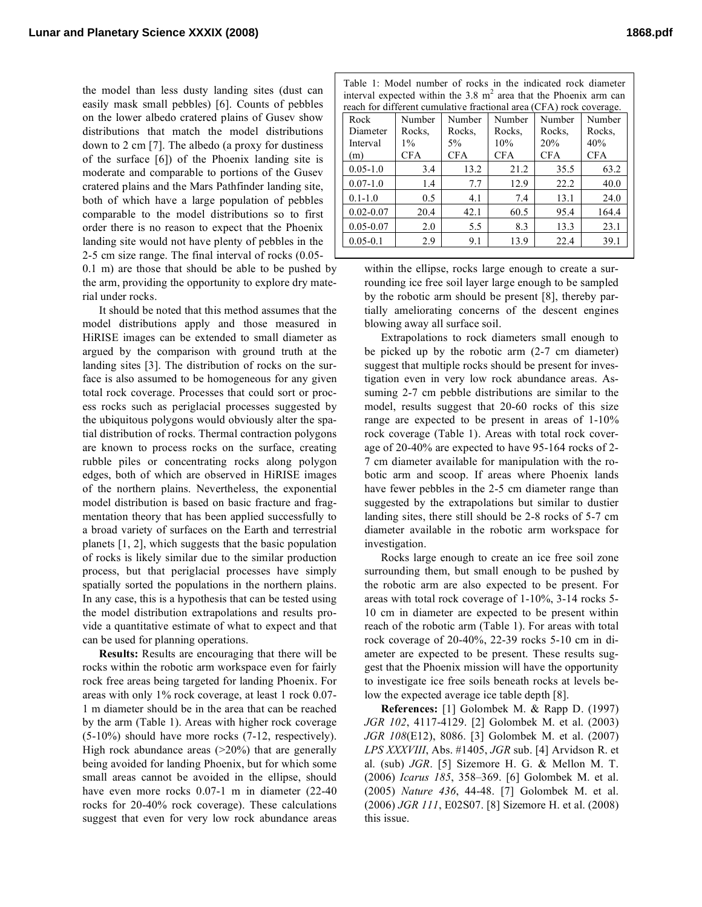the model than less dusty landing sites (dust can easily mask small pebbles) [6]. Counts of pebbles on the lower albedo cratered plains of Gusev show distributions that match the model distributions down to 2 cm [7]. The albedo (a proxy for dustiness of the surface [6]) of the Phoenix landing site is moderate and comparable to portions of the Gusev cratered plains and the Mars Pathfinder landing site, both of which have a large population of pebbles comparable to the model distributions so to first order there is no reason to expect that the Phoenix landing site would not have plenty of pebbles in the 2-5 cm size range. The final interval of rocks (0.05-0.1 m) are those that should be able to be pushed by the arm, providing the opportunity to explore dry material under rocks.

It should be noted that this method assumes that the model distributions apply and those measured in HiRISE images can be extended to small diameter as argued by the comparison with ground truth at the landing sites [3]. The distribution of rocks on the surface is also assumed to be homogeneous for any given total rock coverage. Processes that could sort or process rocks such as periglacial processes suggested by the ubiquitous polygons would obviously alter the spatial distribution of rocks. Thermal contraction polygons are known to process rocks on the surface, creating rubble piles or concentrating rocks along polygon edges, both of which are observed in HiRISE images of the northern plains. Nevertheless, the exponential model distribution is based on basic fracture and fragmentation theory that has been applied successfully to a broad variety of surfaces on the Earth and terrestrial planets [1, 2], which suggests that the basic population of rocks is likely similar due to the similar production process, but that periglacial processes have simply spatially sorted the populations in the northern plains. In any case, this is a hypothesis that can be tested using the model distribution extrapolations and results provide a quantitative estimate of what to expect and that can be used for planning operations.

**Results:** Results are encouraging that there will be rocks within the robotic arm workspace even for fairly rock free areas being targeted for landing Phoenix. For areas with only 1% rock coverage, at least 1 rock 0.07-1 m diameter should be in the area that can be reached by the arm (Table 1). Areas with higher rock coverage (5-10%) should have more rocks (7-12, respectively). High rock abundance areas (>20%) that are generally being avoided for landing Phoenix, but for which some small areas cannot be avoided in the ellipse, should have even more rocks 0.07-1 m in diameter (22-40 rocks for 20-40% rock coverage). These calculations suggest that even for very low rock abundance areas within the ellipse, rocks large enough to create a surrounding ice free soil layer large enough to be sampled by the robotic arm should be present [8], thereby partially ameliorating concerns of the descent engines blowing away all surface soil.

Table 1: Model number of rocks in the indicated rock diameter interval expected within the 3.8 $m^2$ area that the Phoenix arm can reach for different cumulative fractional area (CFA) rock coverage.

| Rock Diameter Interval (m) | Number Rocks, 1% CFA | Number Rocks, 5% CFA | Number Rocks, 10% CFA | Number Rocks, 20% CFA | Number Rocks, 40% CFA |
|---|---|---|---|---|---|
| 0.05-1.0 | 3.4 | 13.2 | 21.2 | 35.5 | 63.2 |
| 0.07-1.0 | 1.4 | 7.7 | 12.9 | 22.2 | 40.0 |
| 0.1-1.0 | 0.5 | 4.1 | 7.4 | 13.1 | 24.0 |
| 0.02-0.07 | 20.4 | 42.1 | 60.5 | 95.4 | 164.4 |
| 0.05-0.07 | 2.0 | 5.5 | 8.3 | 13.3 | 23.1 |
| 0.05-0.1 | 2.9 | 9.1 | 13.9 | 22.4 | 39.1 |

Extrapolations to rock diameters small enough to be picked up by the robotic arm (2-7 cm diameter) suggest that multiple rocks should be present for investigation even in very low rock abundance areas. Assuming 2-7 cm pebble distributions are similar to the model, results suggest that 20-60 rocks of this size range are expected to be present in areas of 1-10% rock coverage (Table 1). Areas with total rock coverage of 20-40% are expected to have 95-164 rocks of 2-7 cm diameter available for manipulation with the robotic arm and scoop. If areas where Phoenix lands have fewer pebbles in the 2-5 cm diameter range than suggested by the extrapolations but similar to dustier landing sites, there still should be 2-8 rocks of 5-7 cm diameter available in the robotic arm workspace for investigation.

Rocks large enough to create an ice free soil zone surrounding them, but small enough to be pushed by the robotic arm are also expected to be present. For areas with total rock coverage of 1-10%, 3-14 rocks 5-10 cm in diameter are expected to be present within reach of the robotic arm (Table 1). For areas with total rock coverage of 20-40%, 22-39 rocks 5-10 cm in diameter are expected to be present. These results suggest that the Phoenix mission will have the opportunity to investigate ice free soils beneath rocks at levels below the expected average ice table depth [8].

**References:** [1] Golombek M. & Rapp D. (1997) *JGR 102*, 4117-4129. [2] Golombek M. et al. (2003) *JGR 108*(E12), 8086. [3] Golombek M. et al. (2007) *LPS XXXVIII*, Abs. #1405, *JGR* sub. [4] Arvidson R. et al. (sub) *JGR*. [5] Sizemore H. G. & Mellon M. T. (2006) *Icarus 185*, 358–369. [6] Golombek M. et al. (2005) *Nature 436*, 44-48. [7] Golombek M. et al. (2006) *JGR 111*, E02S07. [8] Sizemore H. et al. (2008) this issue.